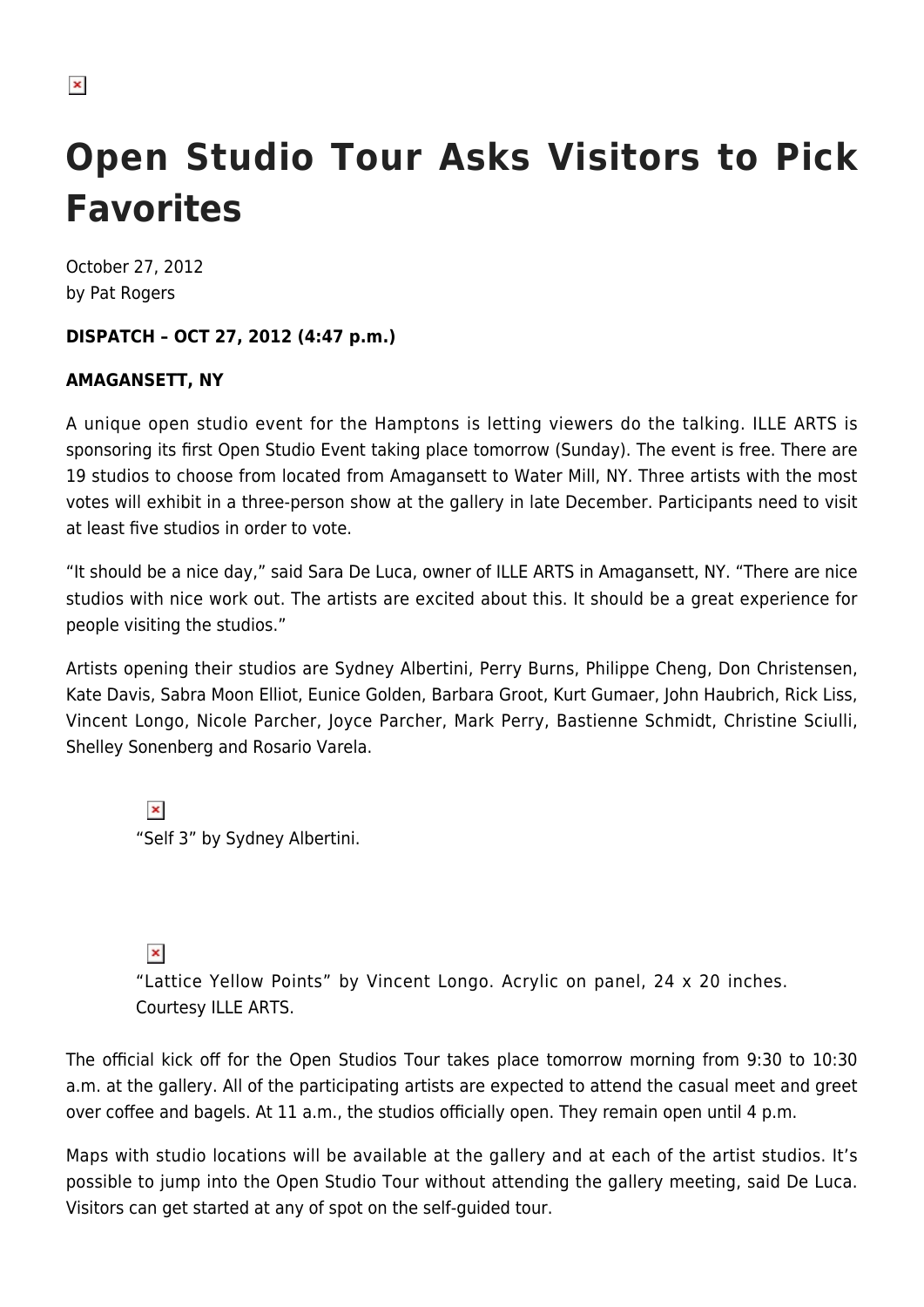# Open Studio Tour Asks Visitors to Pick Favorites

October 27, 2012
by Pat Rogers

**DISPATCH – OCT 27, 2012 (4:47 p.m.)**

**AMAGANSETT, NY**

A unique open studio event for the Hamptons is letting viewers do the talking. ILLE ARTS is sponsoring its first Open Studio Event taking place tomorrow (Sunday). The event is free. There are 19 studios to choose from located from Amagansett to Water Mill, NY. Three artists with the most votes will exhibit in a three-person show at the gallery in late December. Participants need to visit at least five studios in order to vote.

"It should be a nice day," said Sara De Luca, owner of ILLE ARTS in Amagansett, NY. "There are nice studios with nice work out. The artists are excited about this. It should be a great experience for people visiting the studios."

Artists opening their studios are Sydney Albertini, Perry Burns, Philippe Cheng, Don Christensen, Kate Davis, Sabra Moon Elliot, Eunice Golden, Barbara Groot, Kurt Gumaer, John Haubrich, Rick Liss, Vincent Longo, Nicole Parcher, Joyce Parcher, Mark Perry, Bastienne Schmidt, Christine Sciulli, Shelley Sonenberg and Rosario Varela.

"Self 3" by Sydney Albertini.

"Lattice Yellow Points" by Vincent Longo. Acrylic on panel, 24 x 20 inches. Courtesy ILLE ARTS.

The official kick off for the Open Studios Tour takes place tomorrow morning from 9:30 to 10:30 a.m. at the gallery. All of the participating artists are expected to attend the casual meet and greet over coffee and bagels. At 11 a.m., the studios officially open. They remain open until 4 p.m.

Maps with studio locations will be available at the gallery and at each of the artist studios. It's possible to jump into the Open Studio Tour without attending the gallery meeting, said De Luca. Visitors can get started at any of spot on the self-guided tour.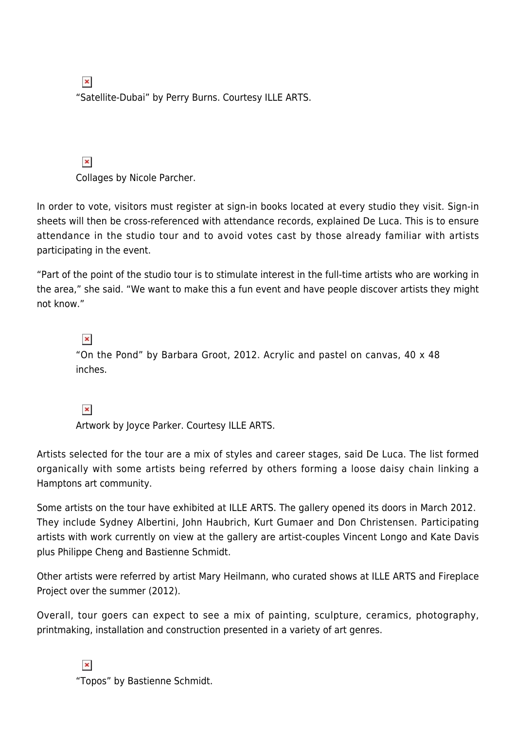"Satellite-Dubai" by Perry Burns. Courtesy ILLE ARTS.

Collages by Nicole Parcher.

In order to vote, visitors must register at sign-in books located at every studio they visit. Sign-in sheets will then be cross-referenced with attendance records, explained De Luca. This is to ensure attendance in the studio tour and to avoid votes cast by those already familiar with artists participating in the event.

"Part of the point of the studio tour is to stimulate interest in the full-time artists who are working in the area," she said. "We want to make this a fun event and have people discover artists they might not know."

"On the Pond" by Barbara Groot, 2012. Acrylic and pastel on canvas, 40 x 48 inches.

Artwork by Joyce Parker. Courtesy ILLE ARTS.

Artists selected for the tour are a mix of styles and career stages, said De Luca. The list formed organically with some artists being referred by others forming a loose daisy chain linking a Hamptons art community.

Some artists on the tour have exhibited at ILLE ARTS. The gallery opened its doors in March 2012. They include Sydney Albertini, John Haubrich, Kurt Gumaer and Don Christensen. Participating artists with work currently on view at the gallery are artist-couples Vincent Longo and Kate Davis plus Philippe Cheng and Bastienne Schmidt.

Other artists were referred by artist Mary Heilmann, who curated shows at ILLE ARTS and Fireplace Project over the summer (2012).

Overall, tour goers can expect to see a mix of painting, sculpture, ceramics, photography, printmaking, installation and construction presented in a variety of art genres.

"Topos" by Bastienne Schmidt.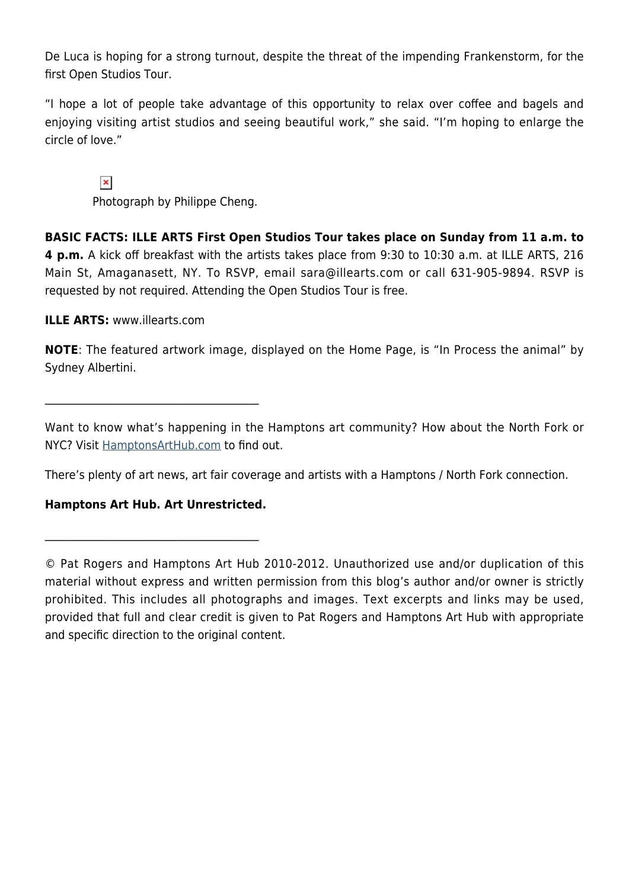De Luca is hoping for a strong turnout, despite the threat of the impending Frankenstorm, for the first Open Studios Tour.

"I hope a lot of people take advantage of this opportunity to relax over coffee and bagels and enjoying visiting artist studios and seeing beautiful work," she said. "I'm hoping to enlarge the circle of love."

Photograph by Philippe Cheng.

**BASIC FACTS: ILLE ARTS First Open Studios Tour takes place on Sunday from 11 a.m. to 4 p.m.** A kick off breakfast with the artists takes place from 9:30 to 10:30 a.m. at ILLE ARTS, 216 Main St, Amaganasett, NY. To RSVP, email sara@illearts.com or call 631-905-9894. RSVP is requested by not required. Attending the Open Studios Tour is free.

**ILLE ARTS:** www.illearts.com

**NOTE**: The featured artwork image, displayed on the Home Page, is "In Process the animal" by Sydney Albertini.

---

Want to know what's happening in the Hamptons art community? How about the North Fork or NYC? Visit HamptonsArtHub.com to find out.

There's plenty of art news, art fair coverage and artists with a Hamptons / North Fork connection.

**Hamptons Art Hub. Art Unrestricted.**

---

© Pat Rogers and Hamptons Art Hub 2010-2012. Unauthorized use and/or duplication of this material without express and written permission from this blog's author and/or owner is strictly prohibited. This includes all photographs and images. Text excerpts and links may be used, provided that full and clear credit is given to Pat Rogers and Hamptons Art Hub with appropriate and specific direction to the original content.